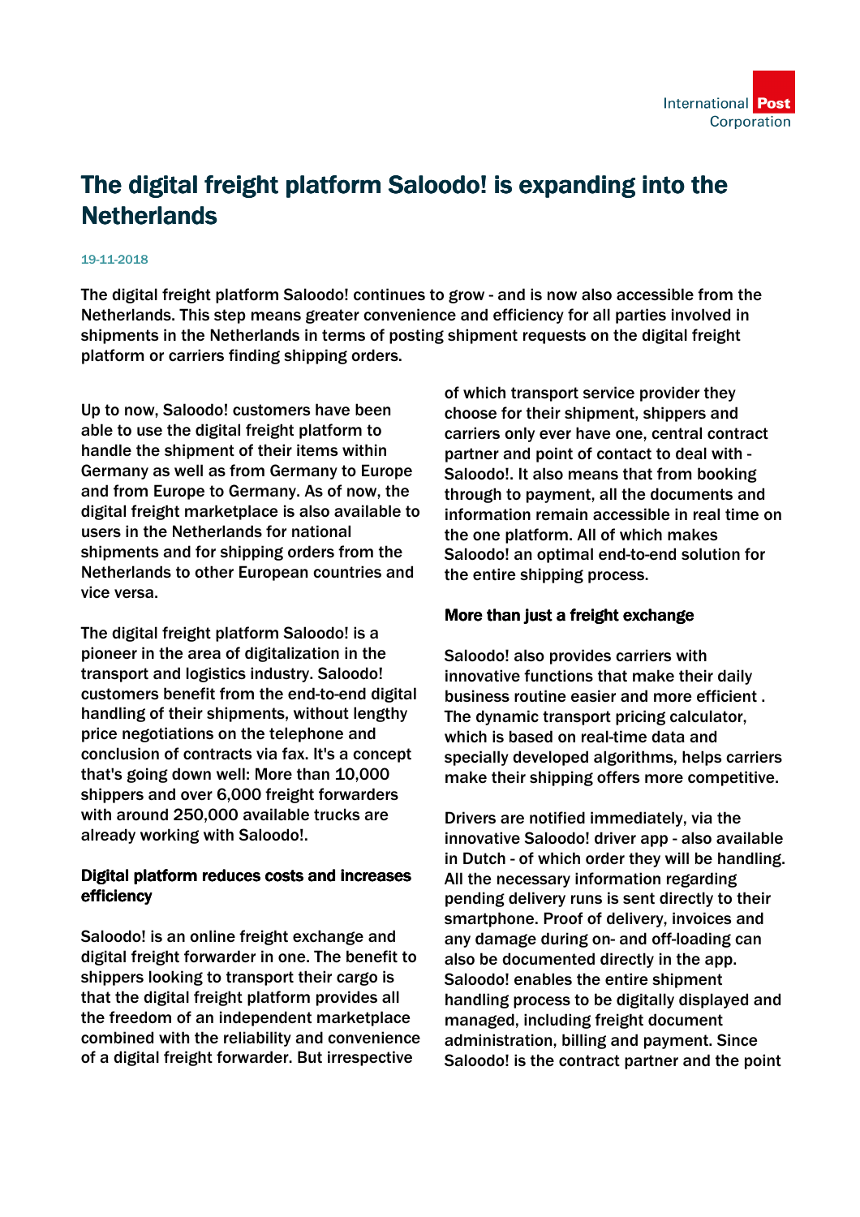# The digital freight platform Saloodo! is expanding into the Netherlands

19-11-2018

The digital freight platform Saloodo! continues to grow - and is now also accessible from the Netherlands. This step means greater convenience and efficiency for all parties involved in shipments in the Netherlands in terms of posting shipment requests on the digital freight platform or carriers finding shipping orders.

Up to now, Saloodo! customers have been able to use the digital freight platform to handle the shipment of their items within Germany as well as from Germany to Europe and from Europe to Germany. As of now, the digital freight marketplace is also available to users in the Netherlands for national shipments and for shipping orders from the Netherlands to other European countries and vice versa.

The digital freight platform Saloodo! is a pioneer in the area of digitalization in the transport and logistics industry. Saloodo! customers benefit from the end-to-end digital handling of their shipments, without lengthy price negotiations on the telephone and conclusion of contracts via fax. It's a concept that's going down well: More than 10,000 shippers and over 6,000 freight forwarders with around 250,000 available trucks are already working with Saloodo!.

## Digital platform reduces costs and increases efficiency

Saloodo! is an online freight exchange and digital freight forwarder in one. The benefit to shippers looking to transport their cargo is that the digital freight platform provides all the freedom of an independent marketplace combined with the reliability and convenience of a digital freight forwarder. But irrespective of which transport service provider they choose for their shipment, shippers and carriers only ever have one, central contract partner and point of contact to deal with - Saloodo!. It also means that from booking through to payment, all the documents and information remain accessible in real time on the one platform. All of which makes Saloodo! an optimal end-to-end solution for the entire shipping process.

## More than just a freight exchange

Saloodo! also provides carriers with innovative functions that make their daily business routine easier and more efficient . The dynamic transport pricing calculator, which is based on real-time data and specially developed algorithms, helps carriers make their shipping offers more competitive.

Drivers are notified immediately, via the innovative Saloodo! driver app - also available in Dutch - of which order they will be handling. All the necessary information regarding pending delivery runs is sent directly to their smartphone. Proof of delivery, invoices and any damage during on- and off-loading can also be documented directly in the app. Saloodo! enables the entire shipment handling process to be digitally displayed and managed, including freight document administration, billing and payment. Since Saloodo! is the contract partner and the point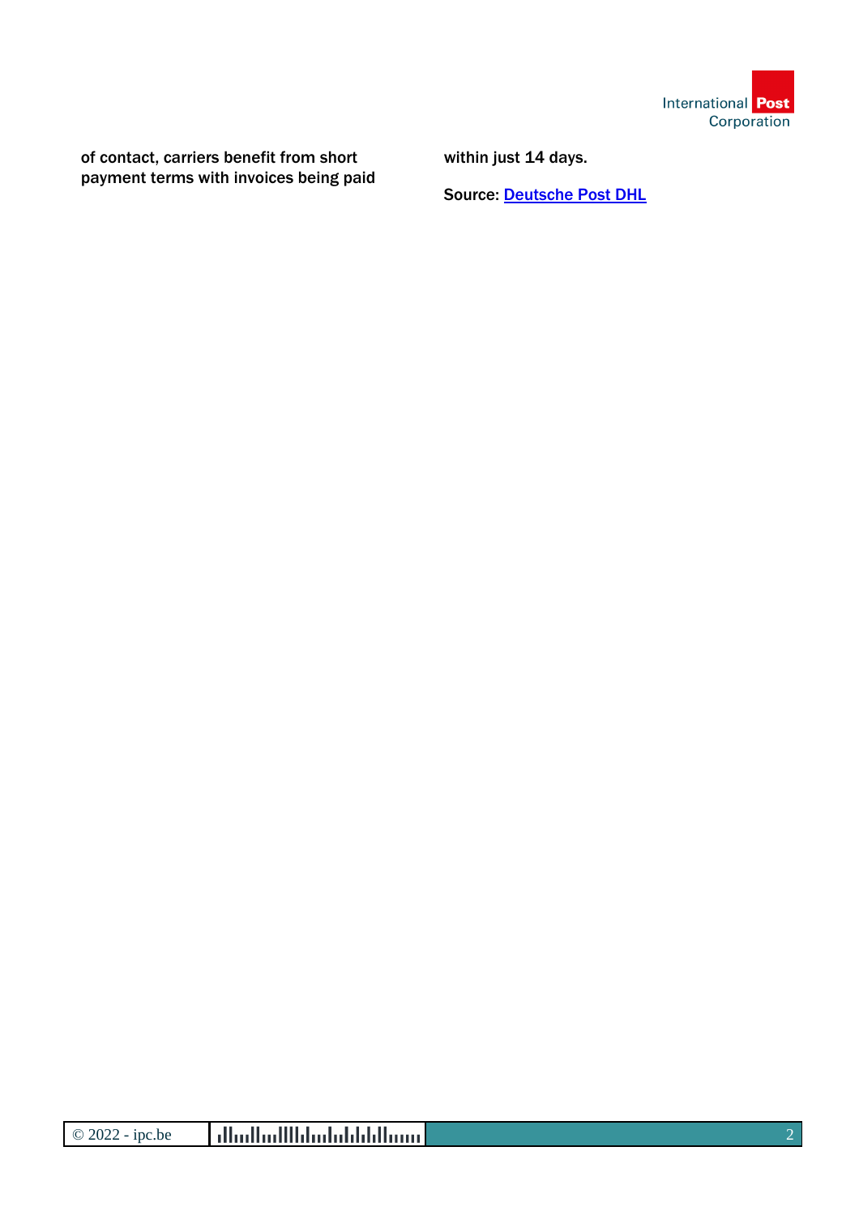of contact, carriers benefit from short payment terms with invoices being paid within just 14 days.

Source: [Deutsche Post DHL]